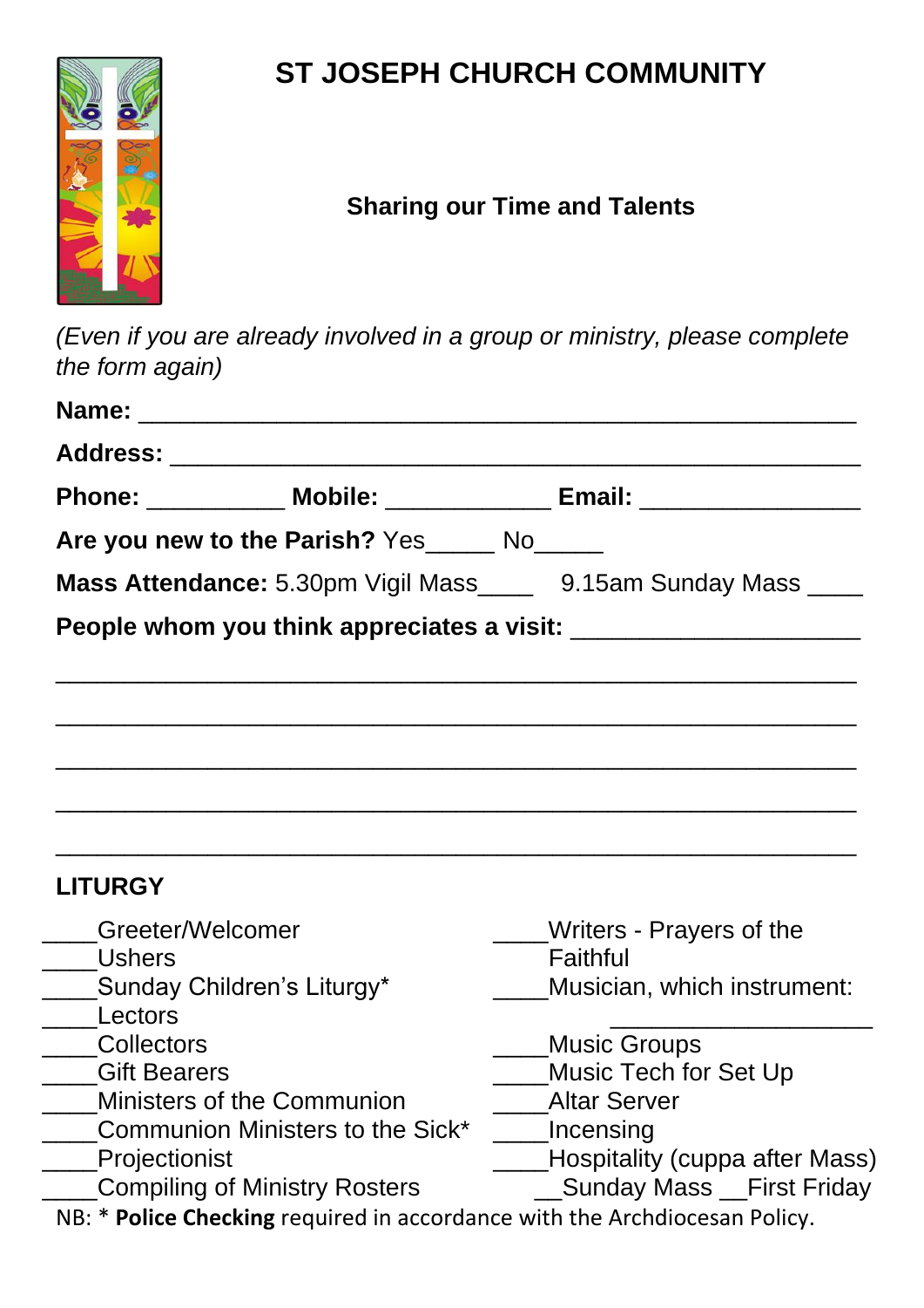# ST JOSEPH CHURCH COMMUNITY

## Sharing our Time and Talents

*(Even if you are already involved in a group or ministry, please complete the form again)*

**Name:** ___________________________________________

**Address:** ________________________________________

**Phone:** __________ **Mobile:** ____________ **Email:** ________________

**Are you new to the Parish?** Yes_____ No_____

**Mass Attendance:** 5.30pm Vigil Mass____ 9.15am Sunday Mass ____

**People whom you think appreciates a visit:** _____________________

_____________________________________________________________

_____________________________________________________________

_____________________________________________________________

_____________________________________________________________

_____________________________________________________________

### LITURGY

____Greeter/Welcomer
____Ushers
____Sunday Children's Liturgy*
____Lectors
____Collectors
____Gift Bearers
____Ministers of the Communion
____Communion Ministers to the Sick*
____Projectionist
____Compiling of Ministry Rosters
____Writers - Prayers of the Faithful
____Musician, which instrument: ____________________
____Music Groups
____Music Tech for Set Up
____Altar Server
____Incensing
____Hospitality (cuppa after Mass)
__Sunday Mass __First Friday

NB: * **Police Checking** required in accordance with the Archdiocesan Policy.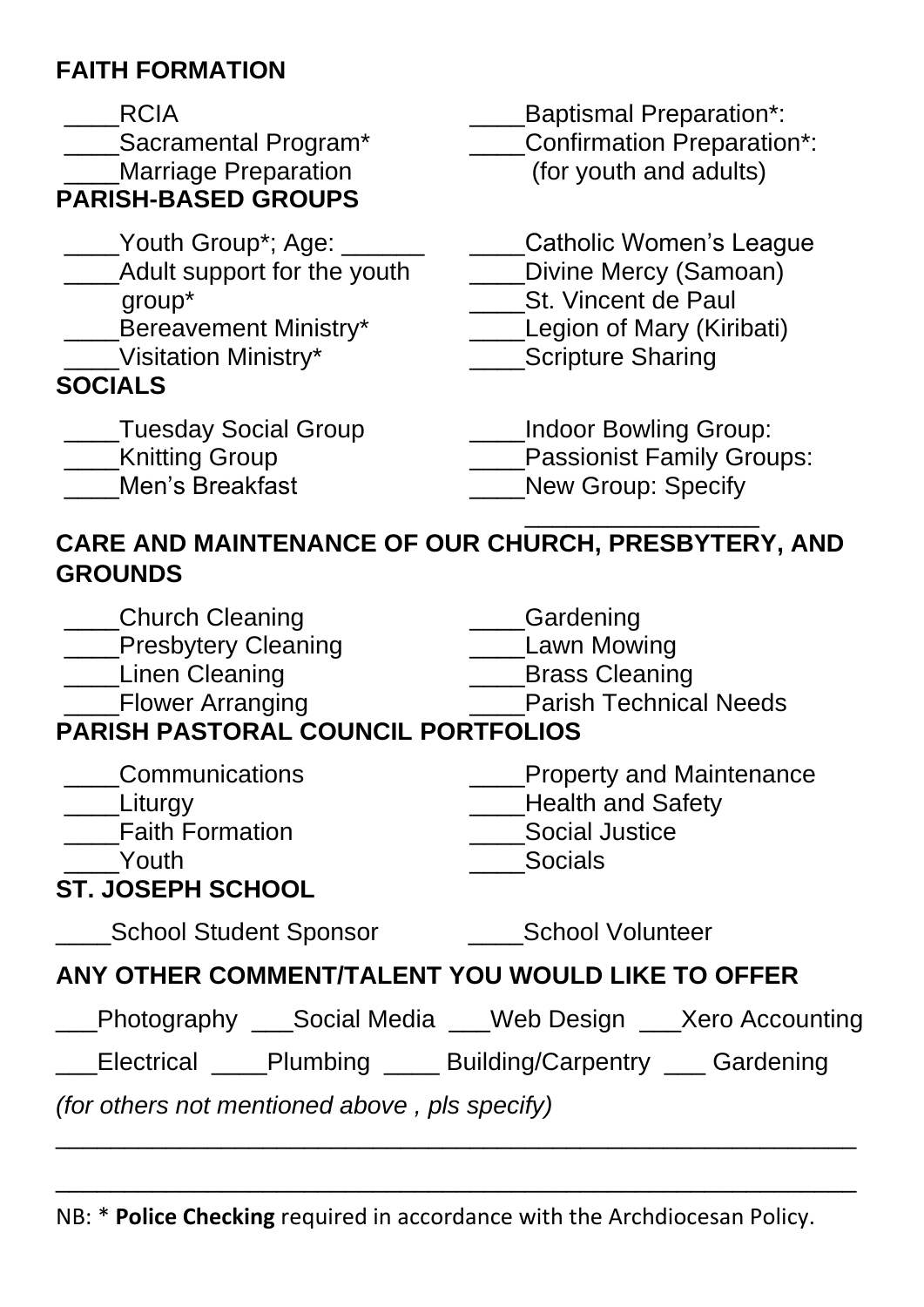## FAITH FORMATION

____RCIA

____Sacramental Program*

____Marriage Preparation

____Baptismal Preparation*:

____Confirmation Preparation*: (for youth and adults)

## PARISH-BASED GROUPS

____Youth Group*; Age: ______

____Adult support for the youth group*

____Bereavement Ministry*

____Visitation Ministry*

____Catholic Women's League

____Divine Mercy (Samoan)

____St. Vincent de Paul

____Legion of Mary (Kiribati)

____Scripture Sharing

## SOCIALS

____Tuesday Social Group

____Knitting Group

____Men's Breakfast

____Indoor Bowling Group:

____Passionist Family Groups:

____New Group: Specify _________________

## CARE AND MAINTENANCE OF OUR CHURCH, PRESBYTERY, AND GROUNDS

____Church Cleaning

____Presbytery Cleaning

____Linen Cleaning

____Flower Arranging

____Gardening

____Lawn Mowing

____Brass Cleaning

____Parish Technical Needs

## PARISH PASTORAL COUNCIL PORTFOLIOS

____Communications

____Liturgy

____Faith Formation

____Youth

____Property and Maintenance

____Health and Safety

____Social Justice

____Socials

## ST. JOSEPH SCHOOL

____School Student Sponsor

____School Volunteer

## ANY OTHER COMMENT/TALENT YOU WOULD LIKE TO OFFER

___Photography ___Social Media ___Web Design ___Xero Accounting

___Electrical ____Plumbing ____ Building/Carpentry ___ Gardening

*(for others not mentioned above , pls specify)*

___________________________________________________________

___________________________________________________________

NB: * **Police Checking** required in accordance with the Archdiocesan Policy.